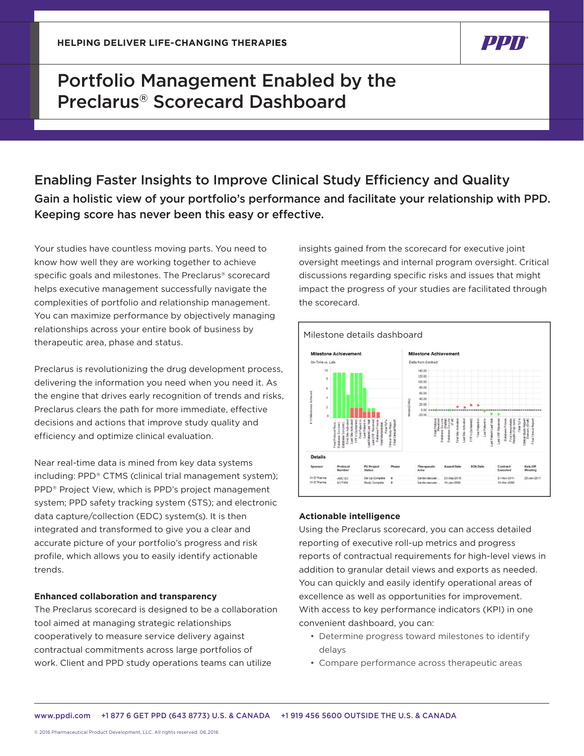HELPING DELIVER LIFE-CHANGING THERAPIES

# Portfolio Management Enabled by the Preclarus® Scorecard Dashboard

## Enabling Faster Insights to Improve Clinical Study Efficiency and Quality

### Gain a holistic view of your portfolio's performance and facilitate your relationship with PPD. Keeping score has never been this easy or effective.

Your studies have countless moving parts. You need to know how well they are working together to achieve specific goals and milestones. The Preclarus® scorecard helps executive management successfully navigate the complexities of portfolio and relationship management. You can maximize performance by objectively managing relationships across your entire book of business by therapeutic area, phase and status.

Preclarus is revolutionizing the drug development process, delivering the information you need when you need it. As the engine that drives early recognition of trends and risks, Preclarus clears the path for more immediate, effective decisions and actions that improve study quality and efficiency and optimize clinical evaluation.

Near real-time data is mined from key data systems including: PPD® CTMS (clinical trial management system); PPD® Project View, which is PPD's project management system; PPD safety tracking system (STS); and electronic data capture/collection (EDC) system(s). It is then integrated and transformed to give you a clear and accurate picture of your portfolio's progress and risk profile, which allows you to easily identify actionable trends.

**Enhanced collaboration and transparency**

The Preclarus scorecard is designed to be a collaboration tool aimed at managing strategic relationships cooperatively to measure service delivery against contractual commitments across large portfolios of work. Client and PPD study operations teams can utilize insights gained from the scorecard for executive joint oversight meetings and internal program oversight. Critical discussions regarding specific risks and issues that might impact the progress of your studies are facilitated through the scorecard.

Milestone details dashboard

**Actionable intelligence**

Using the Preclarus scorecard, you can access detailed reporting of executive roll-up metrics and progress reports of contractual requirements for high-level views in addition to granular detail views and exports as needed. You can quickly and easily identify operational areas of excellence as well as opportunities for improvement. With access to key performance indicators (KPI) in one convenient dashboard, you can:

- Determine progress toward milestones to identify delays
- Compare performance across therapeutic areas

www.ppdi.com +1 877 6 GET PPD (643 8773) U.S. & CANADA +1 919 456 5600 OUTSIDE THE U.S. & CANADA

© 2016 Pharmaceutical Product Development, LLC. All rights reserved. 06.2016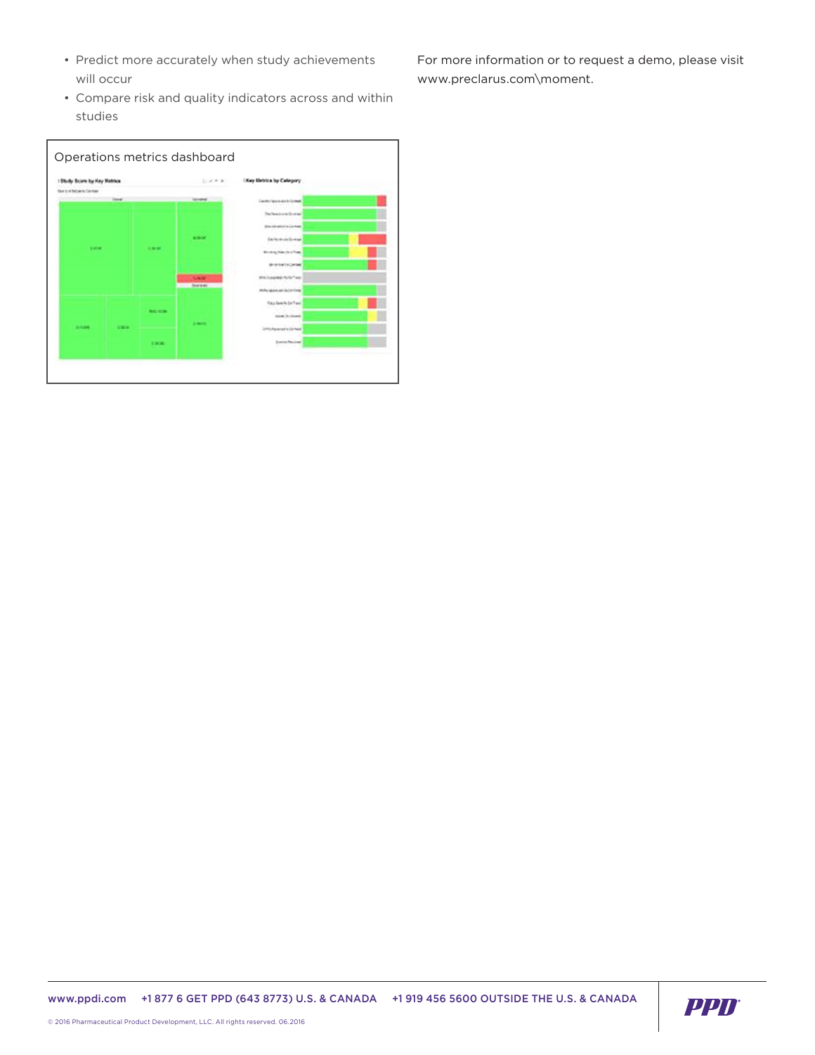- Predict more accurately when study achievements will occur
- Compare risk and quality indicators across and within studies

Operations metrics dashboard

Study Score by Key Metrics

Key Metrics by Category

For more information or to request a demo, please visit www.preclarus.com\moment.